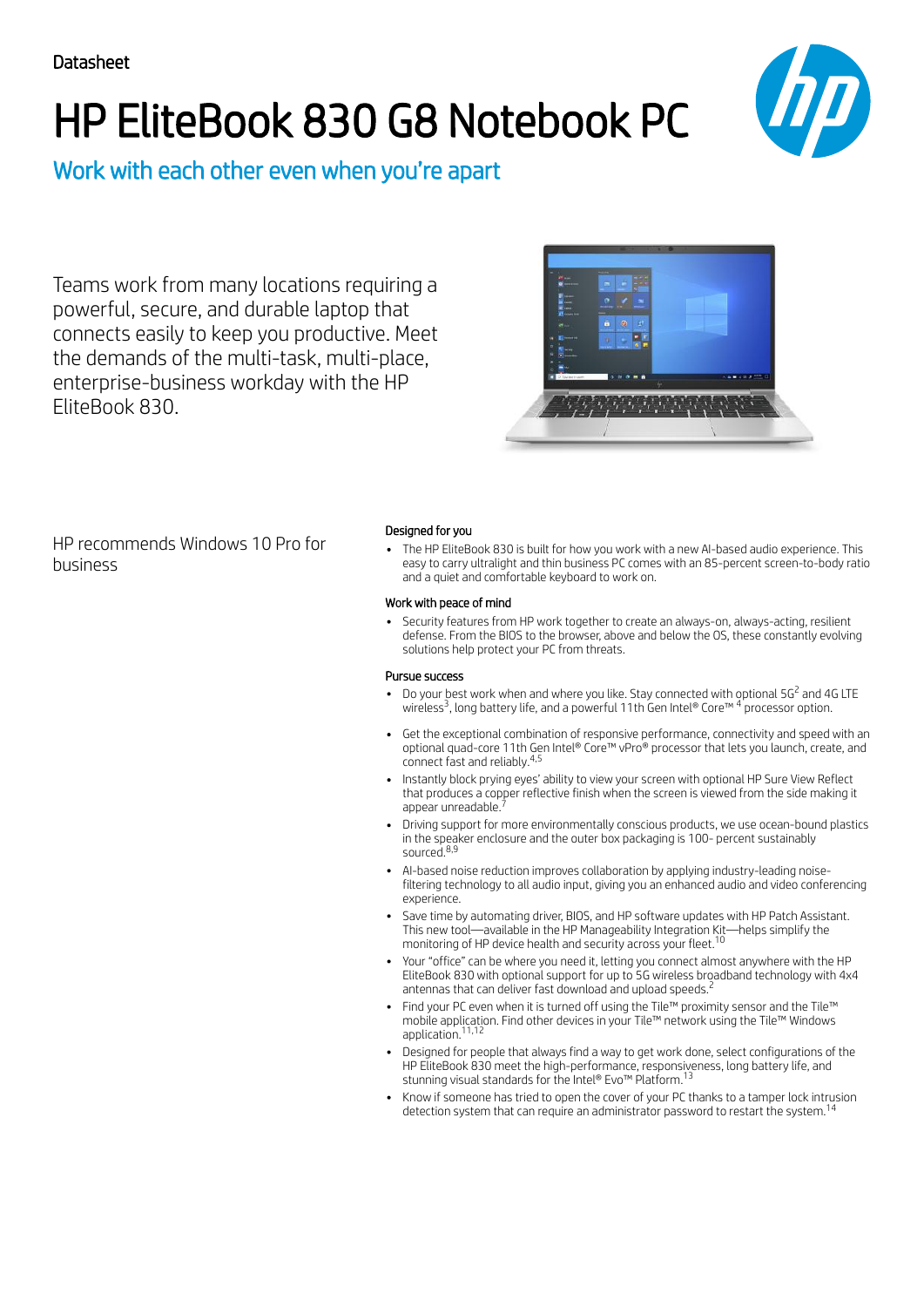Datasheet

# HP EliteBook 830 G8 Notebook PC

## Work with each other even when you're apart

Teams work from many locations requiring a powerful, secure, and durable laptop that connects easily to keep you productive. Meet the demands of the multi-task, multi-place, enterprise-business workday with the HP EliteBook 830.

HP recommends Windows 10 Pro for business

### Designed for you

- The HP EliteBook 830 is built for how you work with a new AI-based audio experience. This easy to carry ultralight and thin business PC comes with an 85-percent screen-to-body ratio and a quiet and comfortable keyboard to work on.

### Work with peace of mind

- Security features from HP work together to create an always-on, always-acting, resilient defense. From the BIOS to the browser, above and below the OS, these constantly evolving solutions help protect your PC from threats.

### Pursue success

- Do your best work when and where you like. Stay connected with optional 5G[2] and 4G LTE wireless[3], long battery life, and a powerful 11th Gen Intel® Core™ [4] processor option.
- Get the exceptional combination of responsive performance, connectivity and speed with an optional quad-core 11th Gen Intel® Core™ vPro® processor that lets you launch, create, and connect fast and reliably.[4,5]
- Instantly block prying eyes' ability to view your screen with optional HP Sure View Reflect that produces a copper reflective finish when the screen is viewed from the side making it appear unreadable.[7]
- Driving support for more environmentally conscious products, we use ocean-bound plastics in the speaker enclosure and the outer box packaging is 100- percent sustainably sourced.[8,9]
- AI-based noise reduction improves collaboration by applying industry-leading noise-filtering technology to all audio input, giving you an enhanced audio and video conferencing experience.
- Save time by automating driver, BIOS, and HP software updates with HP Patch Assistant. This new tool—available in the HP Manageability Integration Kit—helps simplify the monitoring of HP device health and security across your fleet.[10]
- Your "office" can be where you need it, letting you connect almost anywhere with the HP EliteBook 830 with optional support for up to 5G wireless broadband technology with 4x4 antennas that can deliver fast download and upload speeds.[2]
- Find your PC even when it is turned off using the Tile™ proximity sensor and the Tile™ mobile application. Find other devices in your Tile™ network using the Tile™ Windows application.[11,12]
- Designed for people that always find a way to get work done, select configurations of the HP EliteBook 830 meet the high-performance, responsiveness, long battery life, and stunning visual standards for the Intel® Evo™ Platform.[13]
- Know if someone has tried to open the cover of your PC thanks to a tamper lock intrusion detection system that can require an administrator password to restart the system.[14]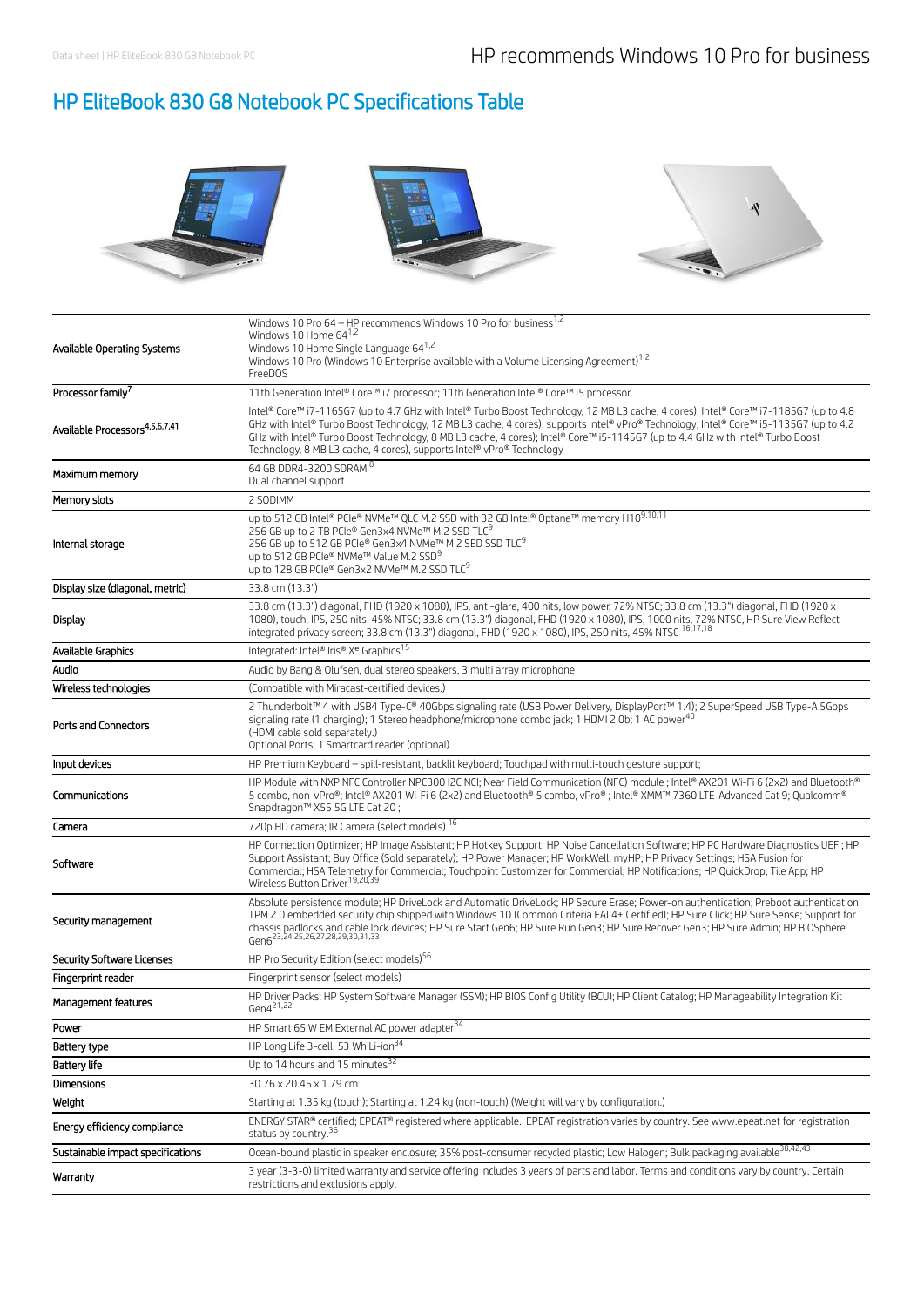# HP EliteBook 830 G8 Notebook PC Specifications Table

| | |
|---|---|
| Available Operating Systems | Windows 10 Pro 64 – HP recommends Windows 10 Pro for business[1,2]<br>Windows 10 Home 64[1,2]<br>Windows 10 Home Single Language 64[1,2]<br>Windows 10 Pro (Windows 10 Enterprise available with a Volume Licensing Agreement)[1,2]<br>FreeDOS |
| Processor family[7] | 11th Generation Intel® Core™ i7 processor; 11th Generation Intel® Core™ i5 processor |
| Available Processors[4,5,6,7,41] | Intel® Core™ i7-1165G7 (up to 4.7 GHz with Intel® Turbo Boost Technology, 12 MB L3 cache, 4 cores); Intel® Core™ i7-1185G7 (up to 4.8 GHz with Intel® Turbo Boost Technology, 12 MB L3 cache, 4 cores), supports Intel® vPro® Technology; Intel® Core™ i5-1135G7 (up to 4.2 GHz with Intel® Turbo Boost Technology, 8 MB L3 cache, 4 cores); Intel® Core™ i5-1145G7 (up to 4.4 GHz with Intel® Turbo Boost Technology, 8 MB L3 cache, 4 cores), supports Intel® vPro® Technology |
| Maximum memory | 64 GB DDR4-3200 SDRAM [8]<br>Dual channel support. |
| Memory slots | 2 SODIMM |
| Internal storage | up to 512 GB Intel® PCIe® NVMe™ QLC M.2 SSD with 32 GB Intel® Optane™ memory H10[9,10,11]<br>256 GB up to 2 TB PCIe® Gen3x4 NVMe™ M.2 SSD TLC[9]<br>256 GB up to 512 GB PCIe® Gen3x4 NVMe™ M.2 SED SSD TLC[9]<br>up to 512 GB PCIe® NVMe™ Value M.2 SSD[9]<br>up to 128 GB PCIe® Gen3x2 NVMe™ M.2 SSD TLC[9] |
| Display size (diagonal, metric) | 33.8 cm (13.3") |
| Display | 33.8 cm (13.3") diagonal, FHD (1920 x 1080), IPS, anti-glare, 400 nits, low power, 72% NTSC; 33.8 cm (13.3") diagonal, FHD (1920 x 1080), touch, IPS, 250 nits, 45% NTSC; 33.8 cm (13.3") diagonal, FHD (1920 x 1080), IPS, 1000 nits, 72% NTSC, HP Sure View Reflect integrated privacy screen; 33.8 cm (13.3") diagonal, FHD (1920 x 1080), IPS, 250 nits, 45% NTSC [16,17,18] |
| Available Graphics | Integrated: Intel® Iris® Xᵉ Graphics[15] |
| Audio | Audio by Bang & Olufsen, dual stereo speakers, 3 multi array microphone |
| Wireless technologies | (Compatible with Miracast-certified devices.) |
| Ports and Connectors | 2 Thunderbolt™ 4 with USB4 Type-C® 40Gbps signaling rate (USB Power Delivery, DisplayPort™ 1.4); 2 SuperSpeed USB Type-A 5Gbps signaling rate (1 charging); 1 Stereo headphone/microphone combo jack; 1 HDMI 2.0b; 1 AC power[40]<br>(HDMI cable sold separately.)<br>Optional Ports: 1 Smartcard reader (optional) |
| Input devices | HP Premium Keyboard – spill-resistant, backlit keyboard; Touchpad with multi-touch gesture support; |
| Communications | HP Module with NXP NFC Controller NPC300 I2C NCI; Near Field Communication (NFC) module ; Intel® AX201 Wi-Fi 6 (2x2) and Bluetooth® 5 combo, non-vPro®; Intel® AX201 Wi-Fi 6 (2x2) and Bluetooth® 5 combo, vPro® ; Intel® XMM™ 7360 LTE-Advanced Cat 9; Qualcomm® Snapdragon™ X55 5G LTE Cat 20 ; |
| Camera | 720p HD camera; IR Camera (select models) [16] |
| Software | HP Connection Optimizer; HP Image Assistant; HP Hotkey Support; HP Noise Cancellation Software; HP PC Hardware Diagnostics UEFI; HP Support Assistant; Buy Office (Sold separately); HP Power Manager; HP WorkWell; myHP; HP Privacy Settings; HSA Fusion for Commercial; HSA Telemetry for Commercial; Touchpoint Customizer for Commercial; HP Notifications; HP QuickDrop; Tile App; HP Wireless Button Driver[19,20,39] |
| Security management | Absolute persistence module; HP DriveLock and Automatic DriveLock; HP Secure Erase; Power-on authentication; Preboot authentication; TPM 2.0 embedded security chip shipped with Windows 10 (Common Criteria EAL4+ Certified); HP Sure Click; HP Sure Sense; Support for chassis padlocks and cable lock devices; HP Sure Start Gen6; HP Sure Run Gen3; HP Sure Recover Gen3; HP Sure Admin; HP BIOSphere Gen6[23,24,25,26,27,28,29,30,31,33] |
| Security Software Licenses | HP Pro Security Edition (select models)[56] |
| Fingerprint reader | Fingerprint sensor (select models) |
| Management features | HP Driver Packs; HP System Software Manager (SSM); HP BIOS Config Utility (BCU); HP Client Catalog; HP Manageability Integration Kit Gen4[21,22] |
| Power | HP Smart 65 W EM External AC power adapter[34] |
| Battery type | HP Long Life 3-cell, 53 Wh Li-ion[34] |
| Battery life | Up to 14 hours and 15 minutes[32] |
| Dimensions | 30.76 x 20.45 x 1.79 cm |
| Weight | Starting at 1.35 kg (touch); Starting at 1.24 kg (non-touch) (Weight will vary by configuration.) |
| Energy efficiency compliance | ENERGY STAR® certified; EPEAT® registered where applicable. EPEAT registration varies by country. See www.epeat.net for registration status by country.[36] |
| Sustainable impact specifications | Ocean-bound plastic in speaker enclosure; 35% post-consumer recycled plastic; Low Halogen; Bulk packaging available[38,42,43] |
| Warranty | 3 year (3-3-0) limited warranty and service offering includes 3 years of parts and labor. Terms and conditions vary by country. Certain restrictions and exclusions apply. |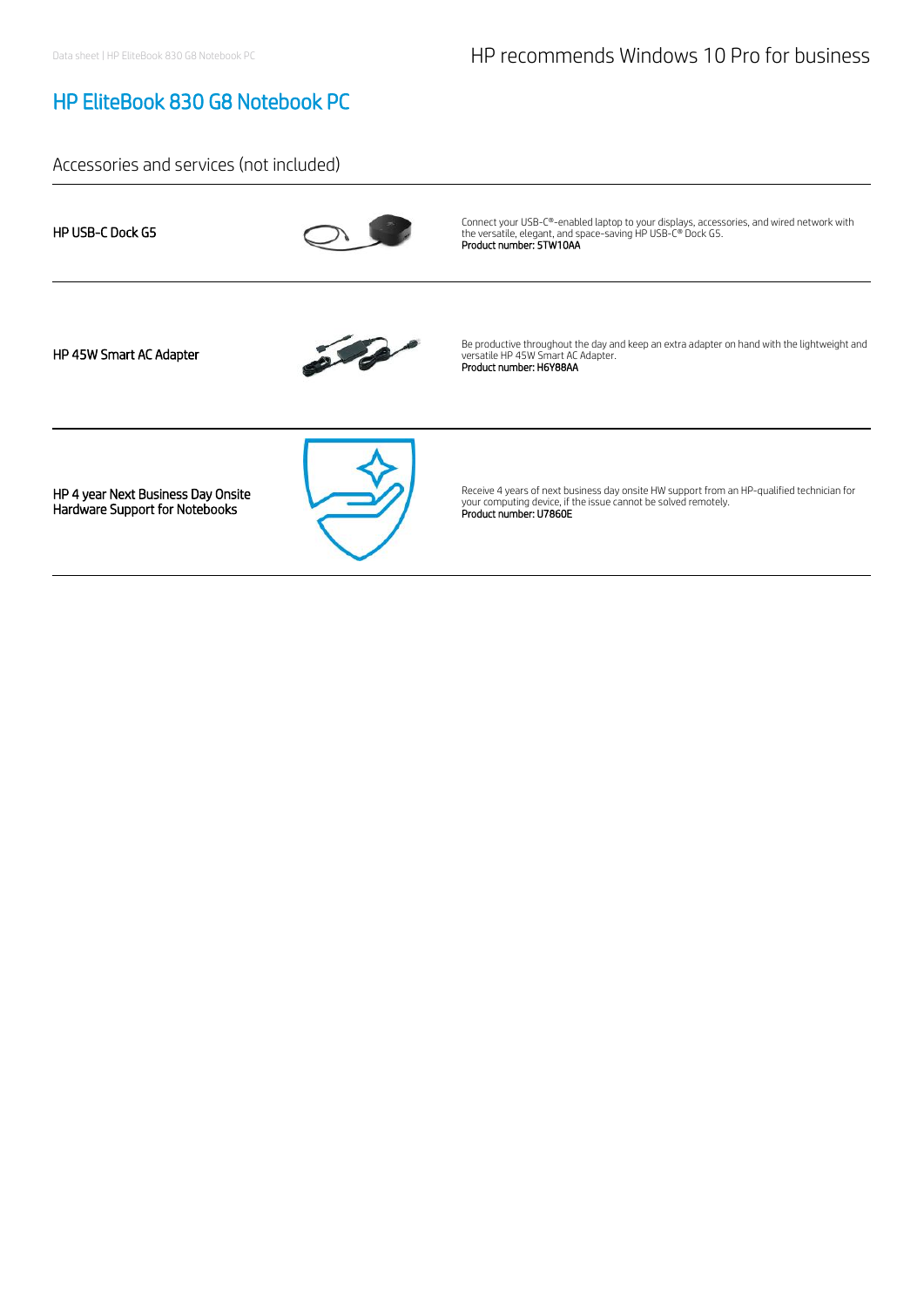HP recommends Windows 10 Pro for business

# HP EliteBook 830 G8 Notebook PC

## Accessories and services (not included)

| | |
|---|---|
| **HP USB-C Dock G5** | Connect your USB-C®-enabled laptop to your displays, accessories, and wired network with the versatile, elegant, and space-saving HP USB-C® Dock G5.<br>**Product number: 5TW10AA** |
| **HP 45W Smart AC Adapter** | Be productive throughout the day and keep an extra adapter on hand with the lightweight and versatile HP 45W Smart AC Adapter.<br>**Product number: H6Y88AA** |
| **HP 4 year Next Business Day Onsite Hardware Support for Notebooks** | Receive 4 years of next business day onsite HW support from an HP-qualified technician for your computing device, if the issue cannot be solved remotely.<br>**Product number: U7860E** |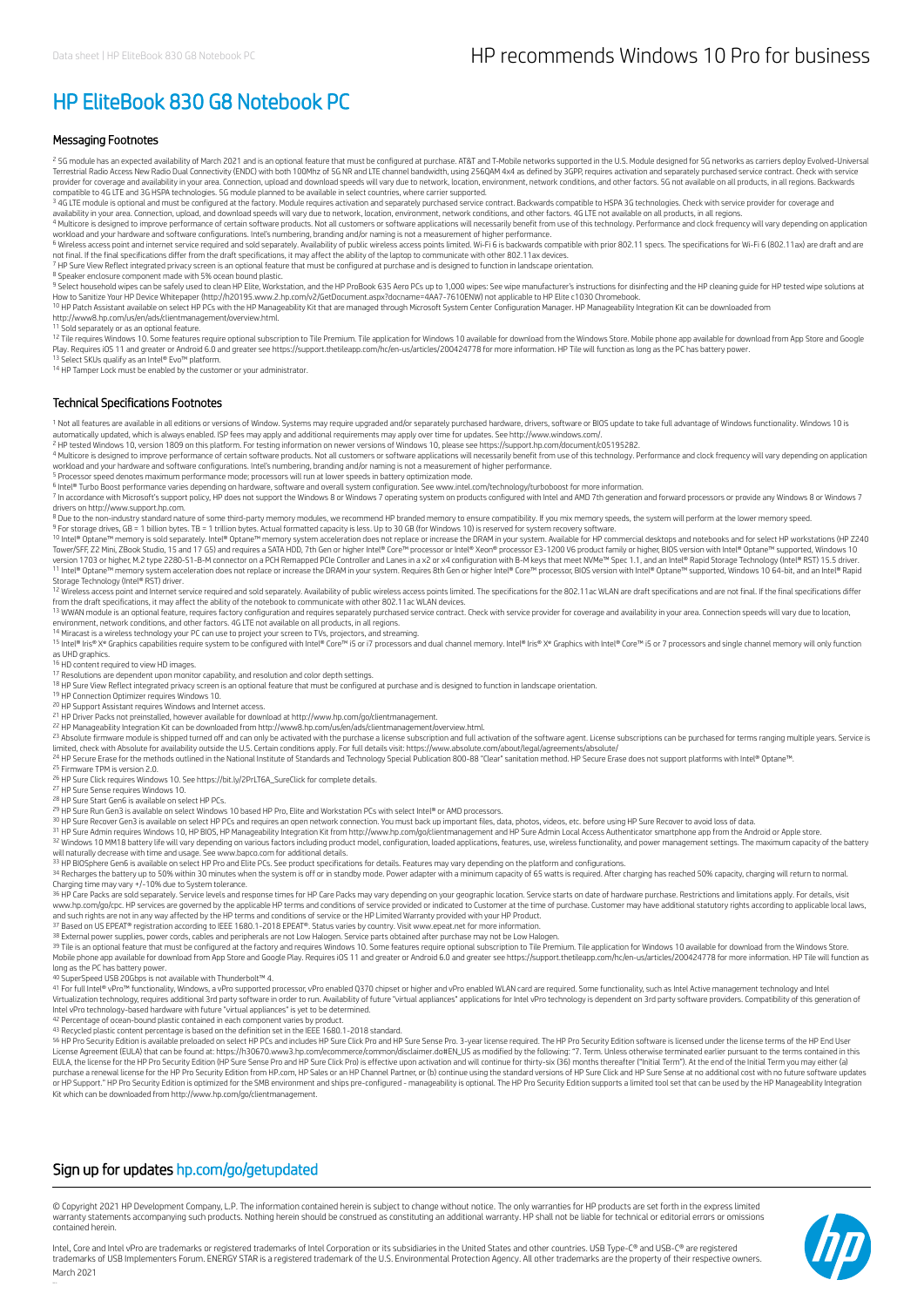# HP EliteBook 830 G8 Notebook PC

## Messaging Footnotes

[2] 5G module has an expected availability of March 2021 and is an optional feature that must be configured at purchase. AT&T and T-Mobile networks supported in the U.S. Module designed for 5G networks as carriers deploy Evolved-Universal Terrestrial Radio Access New Radio Dual Connectivity (ENDC) with both 100Mhz of 5G NR and LTE channel bandwidth, using 256QAM 4x4 as defined by 3GPP, requires activation and separately purchased service contract. Check with service provider for coverage and availability in your area. Connection, upload and download speeds will vary due to network, location, environment, network conditions, and other factors. 5G not available on all products, in all regions. Backwards compatible to 4G LTE and 3G HSPA technologies. 5G module planned to be available in select countries, where carrier supported.

[3] 4G LTE module is optional and must be configured at the factory. Module requires activation and separately purchased service contract. Backwards compatible to HSPA 3G technologies. Check with service provider for coverage and availability in your area. Connection, upload, and download speeds will vary due to network, location, environment, network conditions, and other factors. 4G LTE not available on all products, in all regions.

[4] Multicore is designed to improve performance of certain software products. Not all customers or software applications will necessarily benefit from use of this technology. Performance and clock frequency will vary depending on application workload and your hardware and software configurations. Intel's numbering, branding and/or naming is not a measurement of higher performance.

[6] Wireless access point and internet service required and sold separately. Availability of public wireless access points limited. Wi-Fi 6 is backwards compatible with prior 802.11 specs. The specifications for Wi-Fi 6 (802.11ax) are draft and are not final. If the final specifications differ from the draft specifications, it may affect the ability of the laptop to communicate with other 802.11ax devices.

[7] HP Sure View Reflect integrated privacy screen is an optional feature that must be configured at purchase and is designed to function in landscape orientation.

[8] Speaker enclosure component made with 5% ocean bound plastic.

[9] Select household wipes can be safely used to clean HP Elite, Workstation, and the HP ProBook 635 Aero PCs up to 1,000 wipes: See wipe manufacturer's instructions for disinfecting and the HP cleaning guide for HP tested wipe solutions at How to Sanitize Your HP Device Whitepaper (http://h20195.www2.hp.com/v2/GetDocument.aspx?docname=4AA7-7610ENW) not applicable to HP Elite c1030 Chromebook.

[10] HP Patch Assistant available on select HP PCs with the HP Manageability Kit that are managed through Microsoft System Center Configuration Manager. HP Manageability Integration Kit can be downloaded from http://www8.hp.com/us/en/ads/clientmanagement/overview.html.

[11] Sold separately or as an optional feature.

[12] Tile requires Windows 10. Some features require optional subscription to Tile Premium. Tile application for Windows 10 available for download from the Windows Store. Mobile phone app available for download from App Store and Google Play. Requires iOS 11 and greater or Android 6.0 and greater see https://support.thetileapp.com/hc/en-us/articles/200424778 for more information. HP Tile will function as long as the PC has battery power.

[13] Select SKUs qualify as an Intel® Evo™ platform.

[14] HP Tamper Lock must be enabled by the customer or your administrator.

## Technical Specifications Footnotes

[1] Not all features are available in all editions or versions of Window. Systems may require upgraded and/or separately purchased hardware, drivers, software or BIOS update to take full advantage of Windows functionality. Windows 10 is automatically updated, which is always enabled. ISP fees may apply and additional requirements may apply over time for updates. See http://www.windows.com/.

[2] HP tested Windows 10, version 1809 on this platform. For testing information on newer versions of Windows 10, please see https://support.hp.com/document/c05195282.

[4] Multicore is designed to improve performance of certain software products. Not all customers or software applications will necessarily benefit from use of this technology. Performance and clock frequency will vary depending on application workload and your hardware and software configurations. Intel's numbering, branding and/or naming is not a measurement of higher performance.

[5] Processor speed denotes maximum performance mode; processors will run at lower speeds in battery optimization mode.

[6] Intel® Turbo Boost performance varies depending on hardware, software and overall system configuration. See www.intel.com/technology/turboboost for more information.

[7] In accordance with Microsoft's support policy, HP does not support the Windows 8 or Windows 7 operating system on products configured with Intel and AMD 7th generation and forward processors or provide any Windows 8 or Windows 7 drivers on http://www.support.hp.com.

[8] Due to the non-industry standard nature of some third-party memory modules, we recommend HP branded memory to ensure compatibility. If you mix memory speeds, the system will perform at the lower memory speed.

[9] For storage drives, GB = 1 billion bytes. TB = 1 trillion bytes. Actual formatted capacity is less. Up to 30 GB (for Windows 10) is reserved for system recovery software.

[10] Intel® Optane™ memory is sold separately. Intel® Optane™ memory system acceleration does not replace or increase the DRAM in your system. Available for HP commercial desktops and notebooks and for select HP workstations (HP Z240 Tower/SFF, Z2 Mini, ZBook Studio, 15 and 17 G5) and requires a SATA HDD, 7th Gen or higher Intel® Core™ processor or Intel® Xeon® processor E3-1200 V6 product family or higher, BIOS version with Intel® Optane™ supported, Windows 10 version 1703 or higher, M.2 type 2280-S1-B-M connector on a PCH Remapped PCIe Controller and Lanes in a x2 or x4 configuration with B-M keys that meet NVMe™ Spec 1.1, and an Intel® Rapid Storage Technology (Intel® RST) 15.5 driver.

[11] Intel® Optane™ memory system acceleration does not replace or increase the DRAM in your system. Requires 8th Gen or higher Intel® Core™ processor, BIOS version with Intel® Optane™ supported, Windows 10 64-bit, and an Intel® Rapid Storage Technology (Intel® RST) driver.

[12] Wireless access point and Internet service required and sold separately. Availability of public wireless access points limited. The specifications for the 802.11ac WLAN are draft specifications and are not final. If the final specifications differ from the draft specifications, it may affect the ability of the notebook to communicate with other 802.11ac WLAN devices.

[13] WWAN module is an optional feature, requires factory configuration and requires separately purchased service contract. Check with service provider for coverage and availability in your area. Connection speeds will vary due to location, environment, network conditions, and other factors. 4G LTE not available on all products, in all regions.

[14] Miracast is a wireless technology your PC can use to project your screen to TVs, projectors, and streaming.

[15] Intel® Iris® X® Graphics capabilities require system to be configured with Intel® Core™ i5 or i7 processors and dual channel memory. Intel® Iris® X® Graphics with Intel® Core™ i5 or 7 processors and single channel memory will only function as UHD graphics.

[16] HD content required to view HD images.

[17] Resolutions are dependent upon monitor capability, and resolution and color depth settings.

[18] HP Sure View Reflect integrated privacy screen is an optional feature that must be configured at purchase and is designed to function in landscape orientation.

[19] HP Connection Optimizer requires Windows 10.

[20] HP Support Assistant requires Windows and Internet access.

[21] HP Driver Packs not preinstalled, however available for download at http://www.hp.com/go/clientmanagement.

[22] HP Manageability Integration Kit can be downloaded from http://www8.hp.com/us/en/ads/clientmanagement/overview.html.

[23] Absolute firmware module is shipped turned off and can only be activated with the purchase a license subscription and full activation of the software agent. License subscriptions can be purchased for terms ranging multiple years. Service is limited, check with Absolute for availability outside the U.S. Certain conditions apply. For full details visit: https://www.absolute.com/about/legal/agreements/absolute/

[24] HP Secure Erase for the methods outlined in the National Institute of Standards and Technology Special Publication 800-88 "Clear" sanitation method. HP Secure Erase does not support platforms with Intel® Optane™.

[25] Firmware TPM is version 2.0.

[26] HP Sure Click requires Windows 10. See https://bit.ly/2PrLT6A_SureClick for complete details.

[27] HP Sure Sense requires Windows 10.

[28] HP Sure Start Gen6 is available on select HP PCs.

[29] HP Sure Run Gen3 is available on select Windows 10 based HP Pro, Elite and Workstation PCs with select Intel® or AMD processors.

[30] HP Sure Recover Gen3 is available on select HP PCs and requires an open network connection. You must back up important files, data, photos, videos, etc. before using HP Sure Recover to avoid loss of data.

[31] HP Sure Admin requires Windows 10, HP BIOS, HP Manageability Integration Kit from http://www.hp.com/go/clientmanagement and HP Sure Admin Local Access Authenticator smartphone app from the Android or Apple store.

[32] Windows 10 MM18 battery life will vary depending on various factors including product model, configuration, loaded applications, features, use, wireless functionality, and power management settings. The maximum capacity of the battery will naturally decrease with time and usage. See www.bapco.com for additional details.

[33] HP BIOSphere Gen6 is available on select HP Pro and Elite PCs. See product specifications for details. Features may vary depending on the platform and configurations.

[34] Recharges the battery up to 50% within 30 minutes when the system is off or in standby mode. Power adapter with a minimum capacity of 65 watts is required. After charging has reached 50% capacity, charging will return to normal. Charging time may vary +/-10% due to System tolerance.

[36] HP Care Packs are sold separately. Service levels and response times for HP Care Packs may vary depending on your geographic location. Service starts on date of hardware purchase. Restrictions and limitations apply. For details, visit www.hp.com/go/cpc. HP services are governed by the applicable HP terms and conditions of service provided or indicated to Customer at the time of purchase. Customer may have additional statutory rights according to applicable local laws, and such rights are not in any way affected by the HP terms and conditions of service or the HP Limited Warranty provided with your HP Product.

[37] Based on US EPEAT® registration according to IEEE 1680.1-2018 EPEAT®. Status varies by country. Visit www.epeat.net for more information.

[38] External power supplies, power cords, cables and peripherals are not Low Halogen. Service parts obtained after purchase may not be Low Halogen.

[39] Tile is an optional feature that must be configured at the factory and requires Windows 10. Some features require optional subscription to Tile Premium. Tile application for Windows 10 available for download from the Windows Store. Mobile phone app available for download from App Store and Google Play. Requires iOS 11 and greater or Android 6.0 and greater see https://support.thetileapp.com/hc/en-us/articles/200424778 for more information. HP Tile will function as long as the PC has battery power.

[40] SuperSpeed USB 20Gbps is not available with Thunderbolt™ 4.

[41] For full Intel® vPro™ functionality, Windows, a vPro supported processor, vPro enabled Q370 chipset or higher and vPro enabled WLAN card are required. Some functionality, such as Intel Active management technology and Intel Virtualization technology, requires additional 3rd party software in order to run. Availability of future "virtual appliances" applications for Intel vPro technology is dependent on 3rd party software providers. Compatibility of this generation of Intel vPro technology-based hardware with future "virtual appliances" is yet to be determined.

[42] Percentage of ocean-bound plastic contained in each component varies by product.

[43] Recycled plastic content percentage is based on the definition set in the IEEE 1680.1-2018 standard.

[56] HP Pro Security Edition is available preloaded on select HP PCs and includes HP Sure Click Pro and HP Sure Sense Pro. 3-year license required. The HP Pro Security Edition software is licensed under the license terms of the HP End User License Agreement (EULA) that can be found at: https://h30670.www3.hp.com/ecommerce/common/disclaimer.do#EN_US as modified by the following: "7. Term. Unless otherwise terminated earlier pursuant to the terms contained in this EULA, the license for the HP Pro Security Edition (HP Sure Sense Pro and HP Sure Click Pro) is effective upon activation and will continue for thirty-six (36) months thereafter ("Initial Term"). At the end of the Initial Term you may either (a) purchase a renewal license for the HP Pro Security Edition from HP.com, HP Sales or an HP Channel Partner, or (b) continue using the standard versions of HP Sure Click and HP Sure Sense at no additional cost with no future software updates or HP Support." HP Pro Security Edition is optimized for the SMB environment and ships pre-configured - manageability is optional. The HP Pro Security Edition supports a limited tool set that can be used by the HP Manageability Integration Kit which can be downloaded from http://www.hp.com/go/clientmanagement.

## Sign up for updates hp.com/go/getupdated

© Copyright 2021 HP Development Company, L.P. The information contained herein is subject to change without notice. The only warranties for HP products are set forth in the express limited warranty statements accompanying such products. Nothing herein should be construed as constituting an additional warranty. HP shall not be liable for technical or editorial errors or omissions contained herein.

Intel, Core and Intel vPro are trademarks or registered trademarks of Intel Corporation or its subsidiaries in the United States and other countries. USB Type-C® and USB-C® are registered trademarks of USB Implementers Forum. ENERGY STAR is a registered trademark of the U.S. Environmental Protection Agency. All other trademarks are the property of their respective owners.

March 2021